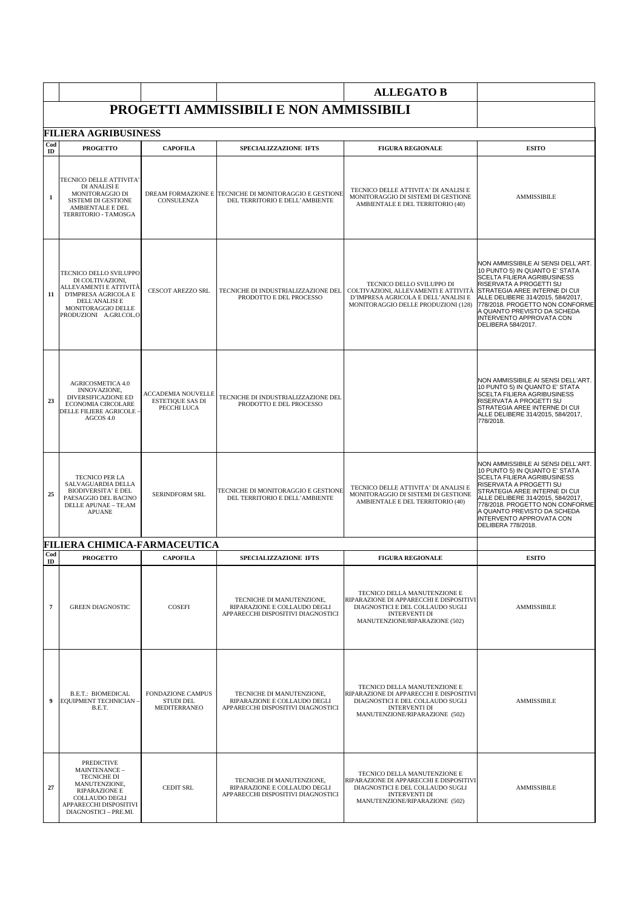**ALLEGATO B**

# PROGETTI AMMISSIBILI E NON AMMISSIBILI

## FILIERA AGRIBUSINESS

| Cod ID | PROGETTO | CAPOFILA | SPECIALIZZAZIONE IFTS | FIGURA REGIONALE | ESITO |
|---|---|---|---|---|---|
| 1 | TECNICO DELLE ATTIVITA' DI ANALISI E MONITORAGGIO DI SISTEMI DI GESTIONE AMBIENTALE E DEL TERRITORIO - TAMOSGA | DREAM FORMAZIONE E CONSULENZA | TECNICHE DI MONITORAGGIO E GESTIONE DEL TERRITORIO E DELL'AMBIENTE | TECNICO DELLE ATTIVITA' DI ANALISI E MONITORAGGIO DI SISTEMI DI GESTIONE AMBIENTALE E DEL TERRITORIO (40) | AMMISSIBILE |
| 11 | TECNICO DELLO SVILUPPO DI COLTIVAZIONI, ALLEVAMENTI E ATTIVITÀ D'IMPRESA AGRICOLA E DELL'ANALISI E MONITORAGGIO DELLE PRODUZIONI A.GRI.COL.O | CESCOT AREZZO SRL | TECNICHE DI INDUSTRIALIZZAZIONE DEL PRODOTTO E DEL PROCESSO | TECNICO DELLO SVILUPPO DI COLTIVAZIONI, ALLEVAMENTI E ATTIVITÀ D'IMPRESA AGRICOLA E DELL'ANALISI E MONITORAGGIO DELLE PRODUZIONI (128) | NON AMMISSIBILE AI SENSI DELL'ART. 10 PUNTO 5) IN QUANTO E' STATA SCELTA FILIERA AGRIBUSINESS RISERVATA A PROGETTI SU STRATEGIA AREE INTERNE DI CUI ALLE DELIBERE 314/2015, 584/2017, 778/2018. PROGETTO NON CONFORME A QUANTO PREVISTO DA SCHEDA INTERVENTO APPROVATA CON DELIBERA 584/2017. |
| 23 | AGRICOSMETICA 4.0 INNOVAZIONE, DIVERSIFICAZIONE ED ECONOMIA CIRCOLARE DELLE FILIERE AGRICOLE – AGCOS 4.0 | ACCADEMIA NOUVELLE ESTETIQUE SAS DI PECCHI LUCA | TECNICHE DI INDUSTRIALIZZAZIONE DEL PRODOTTO E DEL PROCESSO | | NON AMMISSIBILE AI SENSI DELL'ART. 10 PUNTO 5) IN QUANTO E' STATA SCELTA FILIERA AGRIBUSINESS RISERVATA A PROGETTI SU STRATEGIA AREE INTERNE DI CUI ALLE DELIBERE 314/2015, 584/2017, 778/2018. |
| 25 | TECNICO PER LA SALVAGUARDIA DELLA BIODIVERSITA' E DEL PAESAGGIO DEL BACINO DELLE APUNAE – TE.AM APUANE | SERINDFORM SRL | TECNICHE DI MONITORAGGIO E GESTIONE DEL TERRITORIO E DELL'AMBIENTE | TECNICO DELLE ATTIVITA' DI ANALISI E MONITORAGGIO DI SISTEMI DI GESTIONE AMBIENTALE E DEL TERRITORIO (40) | NON AMMISSIBILE AI SENSI DELL'ART. 10 PUNTO 5) IN QUANTO E' STATA SCELTA FILIERA AGRIBUSINESS RISERVATA A PROGETTI SU STRATEGIA AREE INTERNE DI CUI ALLE DELIBERE 314/2015, 584/2017, 778/2018. PROGETTO NON CONFORME A QUANTO PREVISTO DA SCHEDA INTERVENTO APPROVATA CON DELIBERA 778/2018. |

## FILIERA CHIMICA-FARMACEUTICA

| Cod ID | PROGETTO | CAPOFILA | SPECIALIZZAZIONE IFTS | FIGURA REGIONALE | ESITO |
|---|---|---|---|---|---|
| 7 | GREEN DIAGNOSTIC | COSEFI | TECNICHE DI MANUTENZIONE, RIPARAZIONE E COLLAUDO DEGLI APPARECCHI DISPOSITIVI DIAGNOSTICI | TECNICO DELLA MANUTENZIONE E RIPARAZIONE DI APPARECCHI E DISPOSITIVI DIAGNOSTICI E DEL COLLAUDO SUGLI INTERVENTI DI MANUTENZIONE/RIPARAZIONE (502) | AMMISSIBILE |
| 9 | B.E.T.: BIOMEDICAL EQUIPMENT TECHNICIAN – B.E.T. | FONDAZIONE CAMPUS STUDI DEL MEDITERRANEO | TECNICHE DI MANUTENZIONE, RIPARAZIONE E COLLAUDO DEGLI APPARECCHI DISPOSITIVI DIAGNOSTICI | TECNICO DELLA MANUTENZIONE E RIPARAZIONE DI APPARECCHI E DISPOSITIVI DIAGNOSTICI E DEL COLLAUDO SUGLI INTERVENTI DI MANUTENZIONE/RIPARAZIONE (502) | AMMISSIBILE |
| 27 | PREDICTIVE MAINTENANCE – TECNICHE DI MANUTENZIONE, RIPARAZIONE E COLLAUDO DEGLI APPARECCHI DISPOSITIVI DIAGNOSTICI – PRE.MI. | CEDIT SRL | TECNICHE DI MANUTENZIONE, RIPARAZIONE E COLLAUDO DEGLI APPARECCHI DISPOSITIVI DIAGNOSTICI | TECNICO DELLA MANUTENZIONE E RIPARAZIONE DI APPARECCHI E DISPOSITIVI DIAGNOSTICI E DEL COLLAUDO SUGLI INTERVENTI DI MANUTENZIONE/RIPARAZIONE (502) | AMMISSIBILE |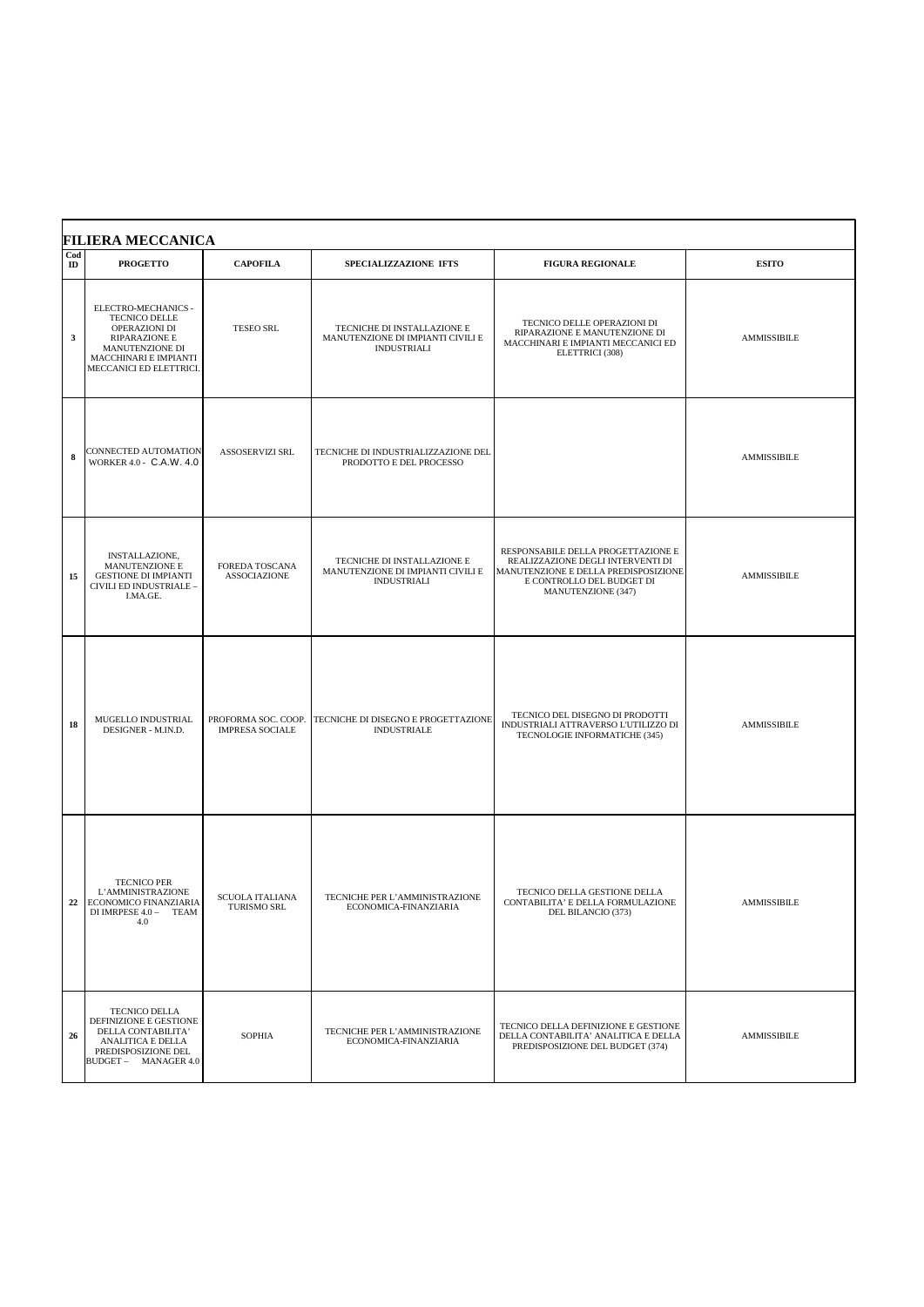## FILIERA MECCANICA

| Cod ID | PROGETTO | CAPOFILA | SPECIALIZZAZIONE IFTS | FIGURA REGIONALE | ESITO |
|---|---|---|---|---|---|
| 3 | ELECTRO-MECHANICS - TECNICO DELLE OPERAZIONI DI RIPARAZIONE E MANUTENZIONE DI MACCHINARI E IMPIANTI MECCANICI ED ELETTRICI. | TESEO SRL | TECNICHE DI INSTALLAZIONE E MANUTENZIONE DI IMPIANTI CIVILI E INDUSTRIALI | TECNICO DELLE OPERAZIONI DI RIPARAZIONE E MANUTENZIONE DI MACCHINARI E IMPIANTI MECCANICI ED ELETTRICI (308) | AMMISSIBILE |
| 8 | CONNECTED AUTOMATION WORKER 4.0 - C.A.W. 4.0 | ASSOSERVIZI SRL | TECNICHE DI INDUSTRIALIZZAZIONE DEL PRODOTTO E DEL PROCESSO | | AMMISSIBILE |
| 15 | INSTALLAZIONE, MANUTENZIONE E GESTIONE DI IMPIANTI CIVILI ED INDUSTRIALE – I.MA.GE. | FOREDA TOSCANA ASSOCIAZIONE | TECNICHE DI INSTALLAZIONE E MANUTENZIONE DI IMPIANTI CIVILI E INDUSTRIALI | RESPONSABILE DELLA PROGETTAZIONE E REALIZZAZIONE DEGLI INTERVENTI DI MANUTENZIONE E DELLA PREDISPOSIZIONE E CONTROLLO DEL BUDGET DI MANUTENZIONE (347) | AMMISSIBILE |
| 18 | MUGELLO INDUSTRIAL DESIGNER - M.IN.D. | PROFORMA SOC. COOP. IMPRESA SOCIALE | TECNICHE DI DISEGNO E PROGETTAZIONE INDUSTRIALE | TECNICO DEL DISEGNO DI PRODOTTI INDUSTRIALI ATTRAVERSO L'UTILIZZO DI TECNOLOGIE INFORMATICHE (345) | AMMISSIBILE |
| 22 | TECNICO PER L'AMMINISTRAZIONE ECONOMICO FINANZIARIA DI IMRPESE 4.0 – TEAM 4.0 | SCUOLA ITALIANA TURISMO SRL | TECNICHE PER L'AMMINISTRAZIONE ECONOMICA-FINANZIARIA | TECNICO DELLA GESTIONE DELLA CONTABILITA' E DELLA FORMULAZIONE DEL BILANCIO (373) | AMMISSIBILE |
| 26 | TECNICO DELLA DEFINIZIONE E GESTIONE DELLA CONTABILITA' ANALITICA E DELLA PREDISPOSIZIONE DEL BUDGET – MANAGER 4.0 | SOPHIA | TECNICHE PER L'AMMINISTRAZIONE ECONOMICA-FINANZIARIA | TECNICO DELLA DEFINIZIONE E GESTIONE DELLA CONTABILITA' ANALITICA E DELLA PREDISPOSIZIONE DEL BUDGET (374) | AMMISSIBILE |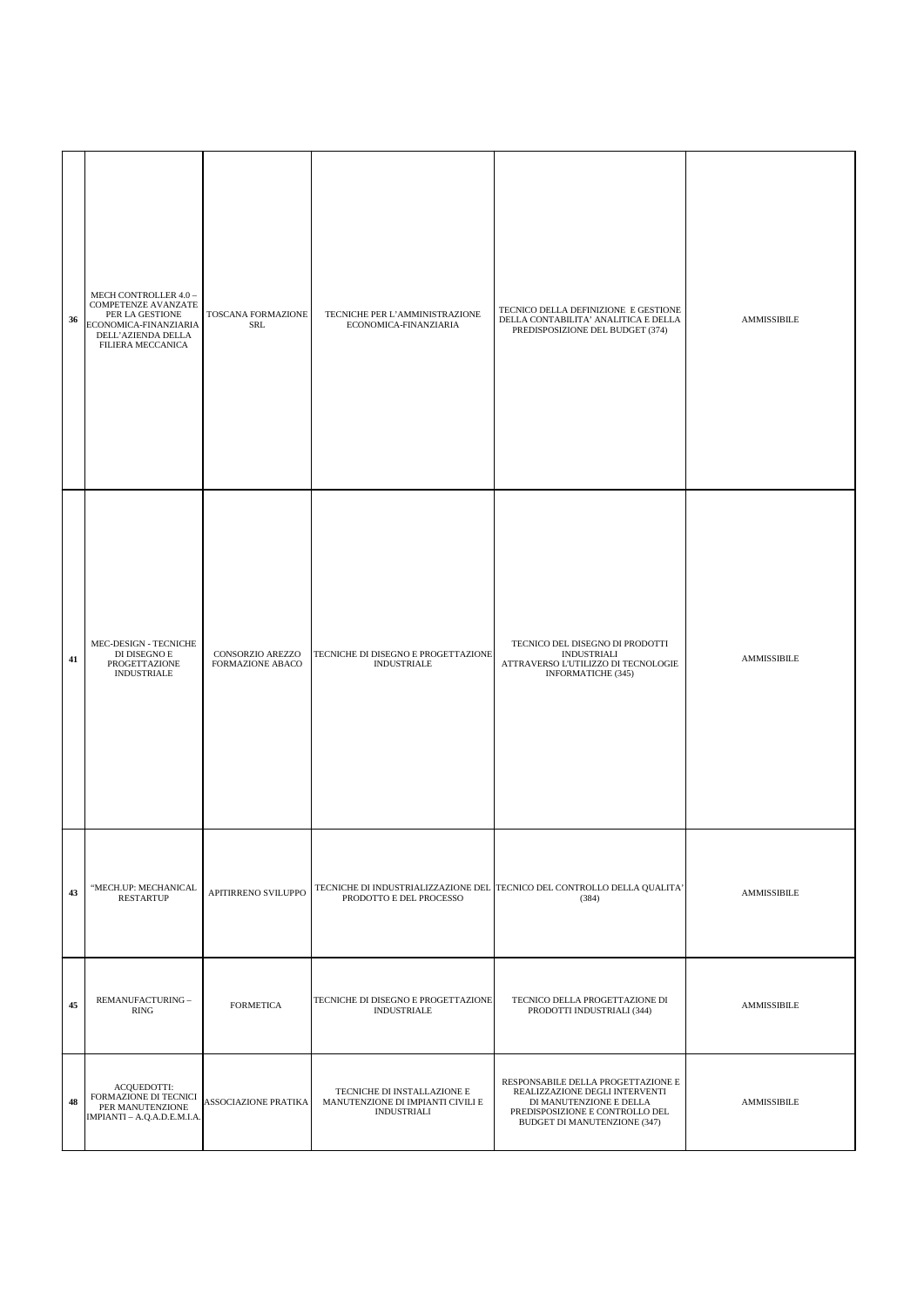| | | | | | |
|---|---|---|---|---|---|
| 36 | MECH CONTROLLER 4.0 – COMPETENZE AVANZATE PER LA GESTIONE ECONOMICA-FINANZIARIA DELL'AZIENDA DELLA FILIERA MECCANICA | TOSCANA FORMAZIONE SRL | TECNICHE PER L'AMMINISTRAZIONE ECONOMICA-FINANZIARIA | TECNICO DELLA DEFINIZIONE E GESTIONE DELLA CONTABILITA' ANALITICA E DELLA PREDISPOSIZIONE DEL BUDGET (374) | AMMISSIBILE |
| 41 | MEC-DESIGN - TECNICHE DI DISEGNO E PROGETTAZIONE INDUSTRIALE | CONSORZIO AREZZO FORMAZIONE ABACO | TECNICHE DI DISEGNO E PROGETTAZIONE INDUSTRIALE | TECNICO DEL DISEGNO DI PRODOTTI INDUSTRIALI ATTRAVERSO L'UTILIZZO DI TECNOLOGIE INFORMATICHE (345) | AMMISSIBILE |
| 43 | "MECH.UP: MECHANICAL RESTARTUP | APITIRRENO SVILUPPO | TECNICHE DI INDUSTRIALIZZAZIONE DEL PRODOTTO E DEL PROCESSO | TECNICO DEL CONTROLLO DELLA QUALITA' (384) | AMMISSIBILE |
| 45 | REMANUFACTURING – RING | FORMETICA | TECNICHE DI DISEGNO E PROGETTAZIONE INDUSTRIALE | TECNICO DELLA PROGETTAZIONE DI PRODOTTI INDUSTRIALI (344) | AMMISSIBILE |
| 48 | ACQUEDOTTI: FORMAZIONE DI TECNICI PER MANUTENZIONE IMPIANTI – A.Q.A.D.E.M.I.A. | ASSOCIAZIONE PRATIKA | TECNICHE DI INSTALLAZIONE E MANUTENZIONE DI IMPIANTI CIVILI E INDUSTRIALI | RESPONSABILE DELLA PROGETTAZIONE E REALIZZAZIONE DEGLI INTERVENTI DI MANUTENZIONE E DELLA PREDISPOSIZIONE E CONTROLLO DEL BUDGET DI MANUTENZIONE (347) | AMMISSIBILE |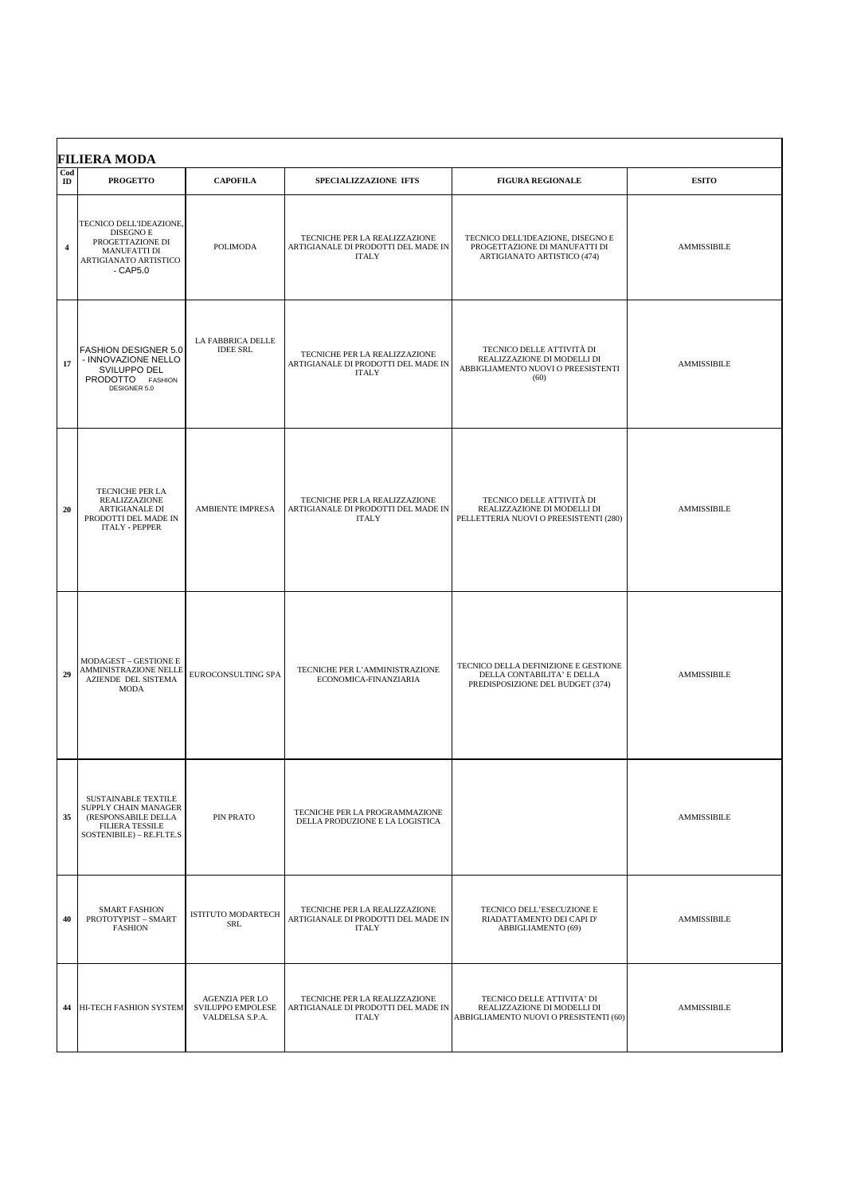## FILIERA MODA

| Cod ID | PROGETTO | CAPOFILA | SPECIALIZZAZIONE IFTS | FIGURA REGIONALE | ESITO |
|---|---|---|---|---|---|
| 4 | TECNICO DELL'IDEAZIONE, DISEGNO E PROGETTAZIONE DI MANUFATTI DI ARTIGIANATO ARTISTICO - CAP5.0 | POLIMODA | TECNICHE PER LA REALIZZAZIONE ARTIGIANALE DI PRODOTTI DEL MADE IN ITALY | TECNICO DELL'IDEAZIONE, DISEGNO E PROGETTAZIONE DI MANUFATTI DI ARTIGIANATO ARTISTICO (474) | AMMISSIBILE |
| 17 | FASHION DESIGNER 5.0 - INNOVAZIONE NELLO SVILUPPO DEL PRODOTTO FASHION DESIGNER 5.0 | LA FABBRICA DELLE IDEE SRL | TECNICHE PER LA REALIZZAZIONE ARTIGIANALE DI PRODOTTI DEL MADE IN ITALY | TECNICO DELLE ATTIVITÀ DI REALIZZAZIONE DI MODELLI DI ABBIGLIAMENTO NUOVI O PREESISTENTI (60) | AMMISSIBILE |
| 20 | TECNICHE PER LA REALIZZAZIONE ARTIGIANALE DI PRODOTTI DEL MADE IN ITALY - PEPPER | AMBIENTE IMPRESA | TECNICHE PER LA REALIZZAZIONE ARTIGIANALE DI PRODOTTI DEL MADE IN ITALY | TECNICO DELLE ATTIVITÀ DI REALIZZAZIONE DI MODELLI DI PELLETTERIA NUOVI O PREESISTENTI (280) | AMMISSIBILE |
| 29 | MODAGEST – GESTIONE E AMMINISTRAZIONE NELLE AZIENDE DEL SISTEMA MODA | EUROCONSULTING SPA | TECNICHE PER L'AMMINISTRAZIONE ECONOMICA-FINANZIARIA | TECNICO DELLA DEFINIZIONE E GESTIONE DELLA CONTABILITA' E DELLA PREDISPOSIZIONE DEL BUDGET (374) | AMMISSIBILE |
| 35 | SUSTAINABLE TEXTILE SUPPLY CHAIN MANAGER (RESPONSABILE DELLA FILIERA TESSILE SOSTENIBILE) – RE.FI.TE.S | PIN PRATO | TECNICHE PER LA PROGRAMMAZIONE DELLA PRODUZIONE E LA LOGISTICA | | AMMISSIBILE |
| 40 | SMART FASHION PROTOTYPIST – SMART FASHION | ISTITUTO MODARTECH SRL | TECNICHE PER LA REALIZZAZIONE ARTIGIANALE DI PRODOTTI DEL MADE IN ITALY | TECNICO DELL'ESECUZIONE E RIADATTAMENTO DEI CAPI D' ABBIGLIAMENTO (69) | AMMISSIBILE |
| 44 | HI-TECH FASHION SYSTEM | AGENZIA PER LO SVILUPPO EMPOLESE VALDELSA S.P.A. | TECNICHE PER LA REALIZZAZIONE ARTIGIANALE DI PRODOTTI DEL MADE IN ITALY | TECNICO DELLE ATTIVITA' DI REALIZZAZIONE DI MODELLI DI ABBIGLIAMENTO NUOVI O PRESISTENTI (60) | AMMISSIBILE |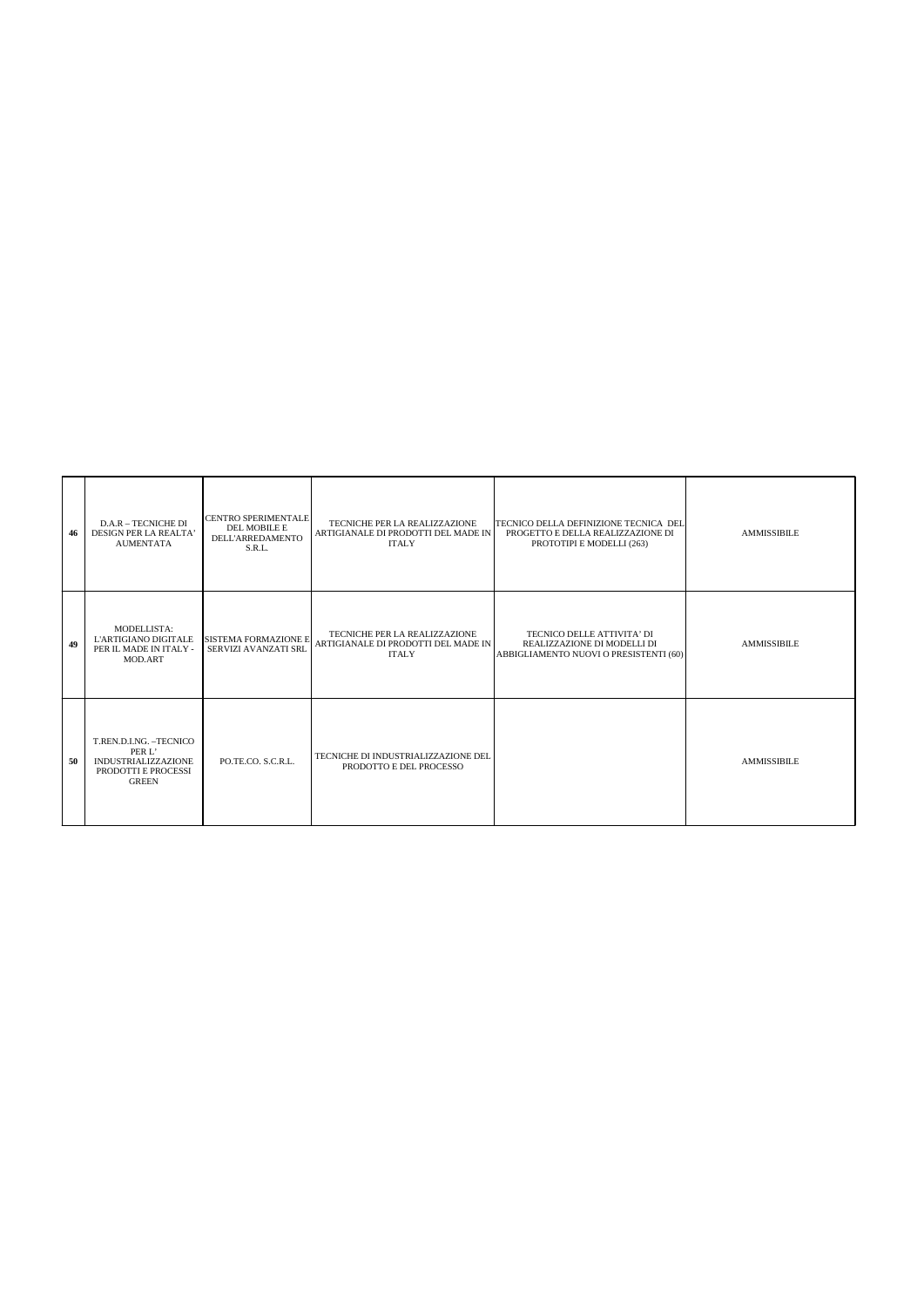| | | | | | |
|---|---|---|---|---|---|
| **46** | D.A.R – TECNICHE DI DESIGN PER LA REALTA' AUMENTATA | CENTRO SPERIMENTALE DEL MOBILE E DELL'ARREDAMENTO S.R.L. | TECNICHE PER LA REALIZZAZIONE ARTIGIANALE DI PRODOTTI DEL MADE IN ITALY | TECNICO DELLA DEFINIZIONE TECNICA DEL PROGETTO E DELLA REALIZZAZIONE DI PROTOTIPI E MODELLI (263) | AMMISSIBILE |
| **49** | MODELLISTA: L'ARTIGIANO DIGITALE PER IL MADE IN ITALY - MOD.ART | SISTEMA FORMAZIONE E SERVIZI AVANZATI SRL | TECNICHE PER LA REALIZZAZIONE ARTIGIANALE DI PRODOTTI DEL MADE IN ITALY | TECNICO DELLE ATTIVITA' DI REALIZZAZIONE DI MODELLI DI ABBIGLIAMENTO NUOVI O PRESISTENTI (60) | AMMISSIBILE |
| **50** | T.REN.D.I.NG. –TECNICO PER L' INDUSTRIALIZZAZIONE PRODOTTI E PROCESSI GREEN | PO.TE.CO. S.C.R.L. | TECNICHE DI INDUSTRIALIZZAZIONE DEL PRODOTTO E DEL PROCESSO | | AMMISSIBILE |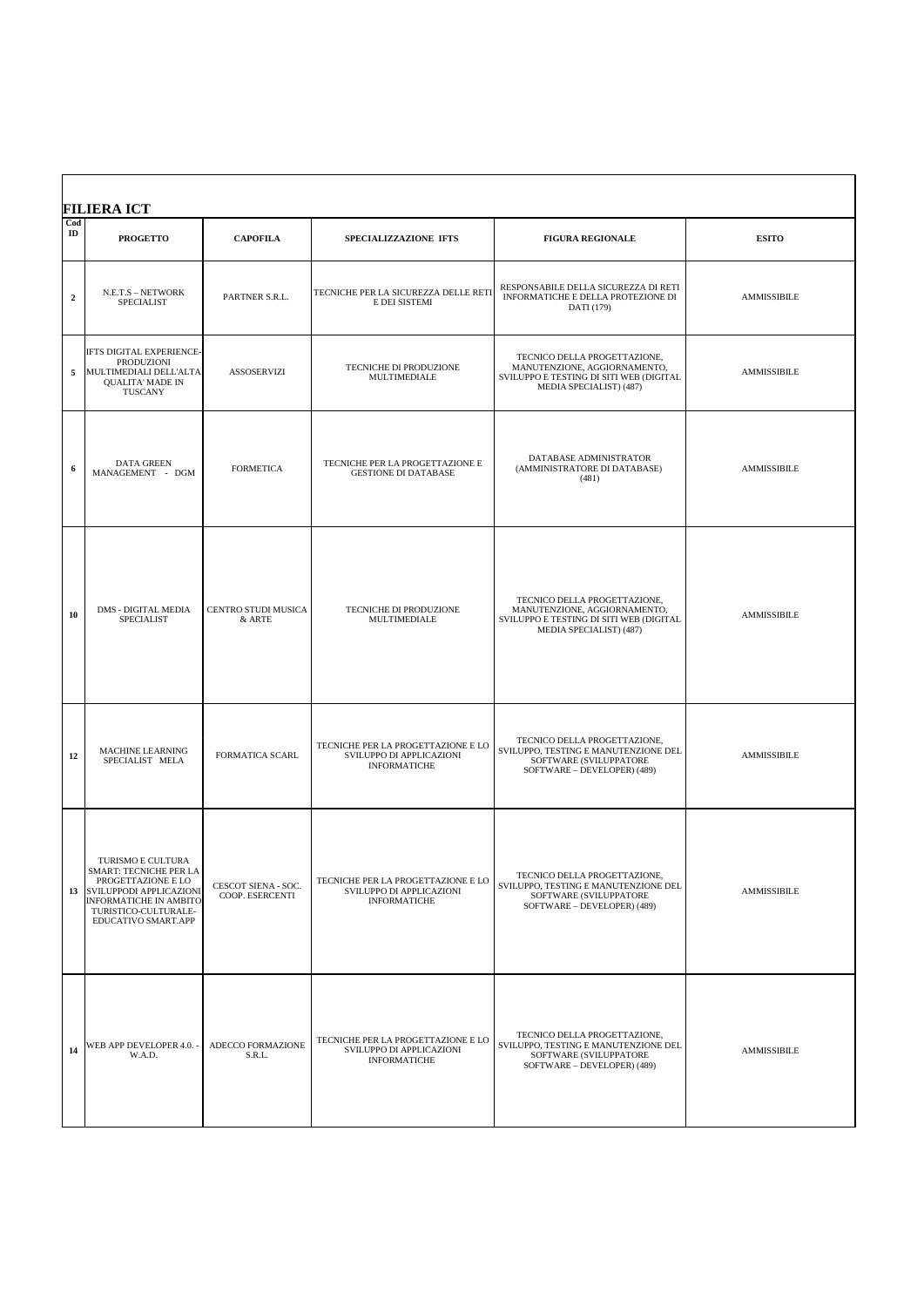## FILIERA ICT

| Cod ID | PROGETTO | CAPOFILA | SPECIALIZZAZIONE IFTS | FIGURA REGIONALE | ESITO |
|---|---|---|---|---|---|
| 2 | N.E.T.S – NETWORK SPECIALIST | PARTNER S.R.L. | TECNICHE PER LA SICUREZZA DELLE RETI E DEI SISTEMI | RESPONSABILE DELLA SICUREZZA DI RETI INFORMATICHE E DELLA PROTEZIONE DI DATI (179) | AMMISSIBILE |
| 5 | IFTS DIGITAL EXPERIENCE-PRODUZIONI MULTIMEDIALI DELL'ALTA QUALITA' MADE IN TUSCANY | ASSOSERVIZI | TECNICHE DI PRODUZIONE MULTIMEDIALE | TECNICO DELLA PROGETTAZIONE, MANUTENZIONE, AGGIORNAMENTO, SVILUPPO E TESTING DI SITI WEB (DIGITAL MEDIA SPECIALIST) (487) | AMMISSIBILE |
| 6 | DATA GREEN MANAGEMENT - DGM | FORMETICA | TECNICHE PER LA PROGETTAZIONE E GESTIONE DI DATABASE | DATABASE ADMINISTRATOR (AMMINISTRATORE DI DATABASE) (481) | AMMISSIBILE |
| 10 | DMS - DIGITAL MEDIA SPECIALIST | CENTRO STUDI MUSICA & ARTE | TECNICHE DI PRODUZIONE MULTIMEDIALE | TECNICO DELLA PROGETTAZIONE, MANUTENZIONE, AGGIORNAMENTO, SVILUPPO E TESTING DI SITI WEB (DIGITAL MEDIA SPECIALIST) (487) | AMMISSIBILE |
| 12 | MACHINE LEARNING SPECIALIST MELA | FORMATICA SCARL | TECNICHE PER LA PROGETTAZIONE E LO SVILUPPO DI APPLICAZIONI INFORMATICHE | TECNICO DELLA PROGETTAZIONE, SVILUPPO, TESTING E MANUTENZIONE DEL SOFTWARE (SVILUPPATORE SOFTWARE – DEVELOPER) (489) | AMMISSIBILE |
| 13 | TURISMO E CULTURA SMART: TECNICHE PER LA PROGETTAZIONE E LO SVILUPPODI APPLICAZIONI INFORMATICHE IN AMBITO TURISTICO-CULTURALE-EDUCATIVO SMART.APP | CESCOT SIENA - SOC. COOP. ESERCENTI | TECNICHE PER LA PROGETTAZIONE E LO SVILUPPO DI APPLICAZIONI INFORMATICHE | TECNICO DELLA PROGETTAZIONE, SVILUPPO, TESTING E MANUTENZIONE DEL SOFTWARE (SVILUPPATORE SOFTWARE – DEVELOPER) (489) | AMMISSIBILE |
| 14 | WEB APP DEVELOPER 4.0. - W.A.D. | ADECCO FORMAZIONE S.R.L. | TECNICHE PER LA PROGETTAZIONE E LO SVILUPPO DI APPLICAZIONI INFORMATICHE | TECNICO DELLA PROGETTAZIONE, SVILUPPO, TESTING E MANUTENZIONE DEL SOFTWARE (SVILUPPATORE SOFTWARE – DEVELOPER) (489) | AMMISSIBILE |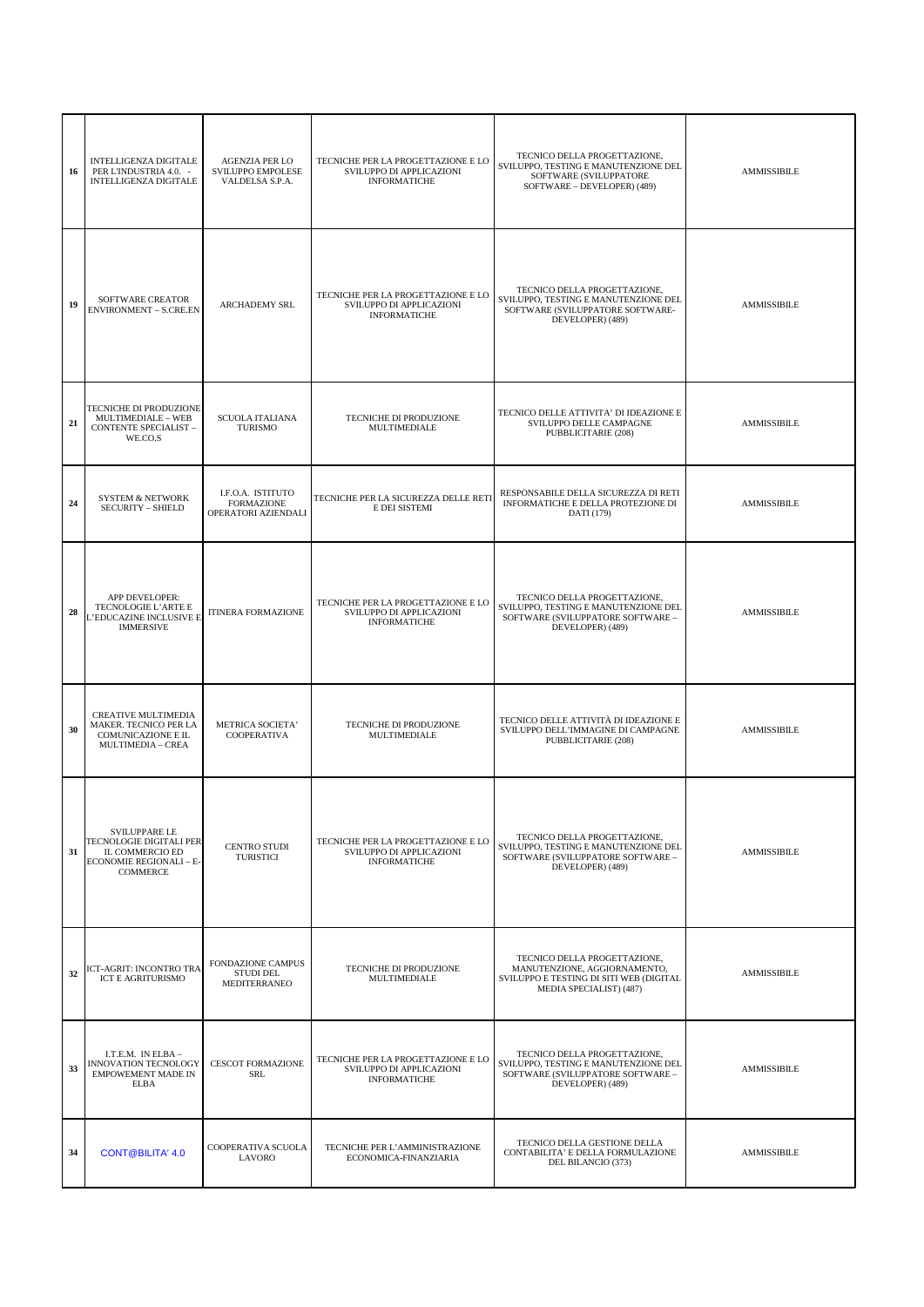| | | | | | |
|---|---|---|---|---|---|
| 16 | INTELLIGENZA DIGITALE PER L'INDUSTRIA 4.0. - INTELLIGENZA DIGITALE | AGENZIA PER LO SVILUPPO EMPOLESE VALDELSA S.P.A. | TECNICHE PER LA PROGETTAZIONE E LO SVILUPPO DI APPLICAZIONI INFORMATICHE | TECNICO DELLA PROGETTAZIONE, SVILUPPO, TESTING E MANUTENZIONE DEL SOFTWARE (SVILUPPATORE SOFTWARE – DEVELOPER) (489) | AMMISSIBILE |
| 19 | SOFTWARE CREATOR ENVIRONMENT – S.CRE.EN | ARCHADEMY SRL | TECNICHE PER LA PROGETTAZIONE E LO SVILUPPO DI APPLICAZIONI INFORMATICHE | TECNICO DELLA PROGETTAZIONE, SVILUPPO, TESTING E MANUTENZIONE DEL SOFTWARE (SVILUPPATORE SOFTWARE-DEVELOPER) (489) | AMMISSIBILE |
| 21 | TECNICHE DI PRODUZIONE MULTIMEDIALE – WEB CONTENTE SPECIALIST – WE.CO.S | SCUOLA ITALIANA TURISMO | TECNICHE DI PRODUZIONE MULTIMEDIALE | TECNICO DELLE ATTIVITA' DI IDEAZIONE E SVILUPPO DELLE CAMPAGNE PUBBLICITARIE (208) | AMMISSIBILE |
| 24 | SYSTEM & NETWORK SECURITY – SHIELD | I.F.O.A. ISTITUTO FORMAZIONE OPERATORI AZIENDALI | TECNICHE PER LA SICUREZZA DELLE RETI E DEI SISTEMI | RESPONSABILE DELLA SICUREZZA DI RETI INFORMATICHE E DELLA PROTEZIONE DI DATI (179) | AMMISSIBILE |
| 28 | APP DEVELOPER: TECNOLOGIE L'ARTE E L'EDUCAZINE INCLUSIVE E IMMERSIVE | ITINERA FORMAZIONE | TECNICHE PER LA PROGETTAZIONE E LO SVILUPPO DI APPLICAZIONI INFORMATICHE | TECNICO DELLA PROGETTAZIONE, SVILUPPO, TESTING E MANUTENZIONE DEL SOFTWARE (SVILUPPATORE SOFTWARE – DEVELOPER) (489) | AMMISSIBILE |
| 30 | CREATIVE MULTIMEDIA MAKER. TECNICO PER LA COMUNICAZIONE E IL MULTIMEDIA – CREA | METRICA SOCIETA' COOPERATIVA | TECNICHE DI PRODUZIONE MULTIMEDIALE | TECNICO DELLE ATTIVITÀ DI IDEAZIONE E SVILUPPO DELL'IMMAGINE DI CAMPAGNE PUBBLICITARIE (208) | AMMISSIBILE |
| 31 | SVILUPPARE LE TECNOLOGIE DIGITALI PER IL COMMERCIO ED ECONOMIE REGIONALI – E-COMMERCE | CENTRO STUDI TURISTICI | TECNICHE PER LA PROGETTAZIONE E LO SVILUPPO DI APPLICAZIONI INFORMATICHE | TECNICO DELLA PROGETTAZIONE, SVILUPPO, TESTING E MANUTENZIONE DEL SOFTWARE (SVILUPPATORE SOFTWARE – DEVELOPER) (489) | AMMISSIBILE |
| 32 | ICT-AGRIT: INCONTRO TRA ICT E AGRITURISMO | FONDAZIONE CAMPUS STUDI DEL MEDITERRANEO | TECNICHE DI PRODUZIONE MULTIMEDIALE | TECNICO DELLA PROGETTAZIONE, MANUTENZIONE, AGGIORNAMENTO, SVILUPPO E TESTING DI SITI WEB (DIGITAL MEDIA SPECIALIST) (487) | AMMISSIBILE |
| 33 | I.T.E.M. IN ELBA – INNOVATION TECNOLOGY EMPOWEMENT MADE IN ELBA | CESCOT FORMAZIONE SRL | TECNICHE PER LA PROGETTAZIONE E LO SVILUPPO DI APPLICAZIONI INFORMATICHE | TECNICO DELLA PROGETTAZIONE, SVILUPPO, TESTING E MANUTENZIONE DEL SOFTWARE (SVILUPPATORE SOFTWARE – DEVELOPER) (489) | AMMISSIBILE |
| 34 | CONT@BILITA' 4.0 | COOPERATIVA SCUOLA LAVORO | TECNICHE PER L'AMMINISTRAZIONE ECONOMICA-FINANZIARIA | TECNICO DELLA GESTIONE DELLA CONTABILITA' E DELLA FORMULAZIONE DEL BILANCIO (373) | AMMISSIBILE |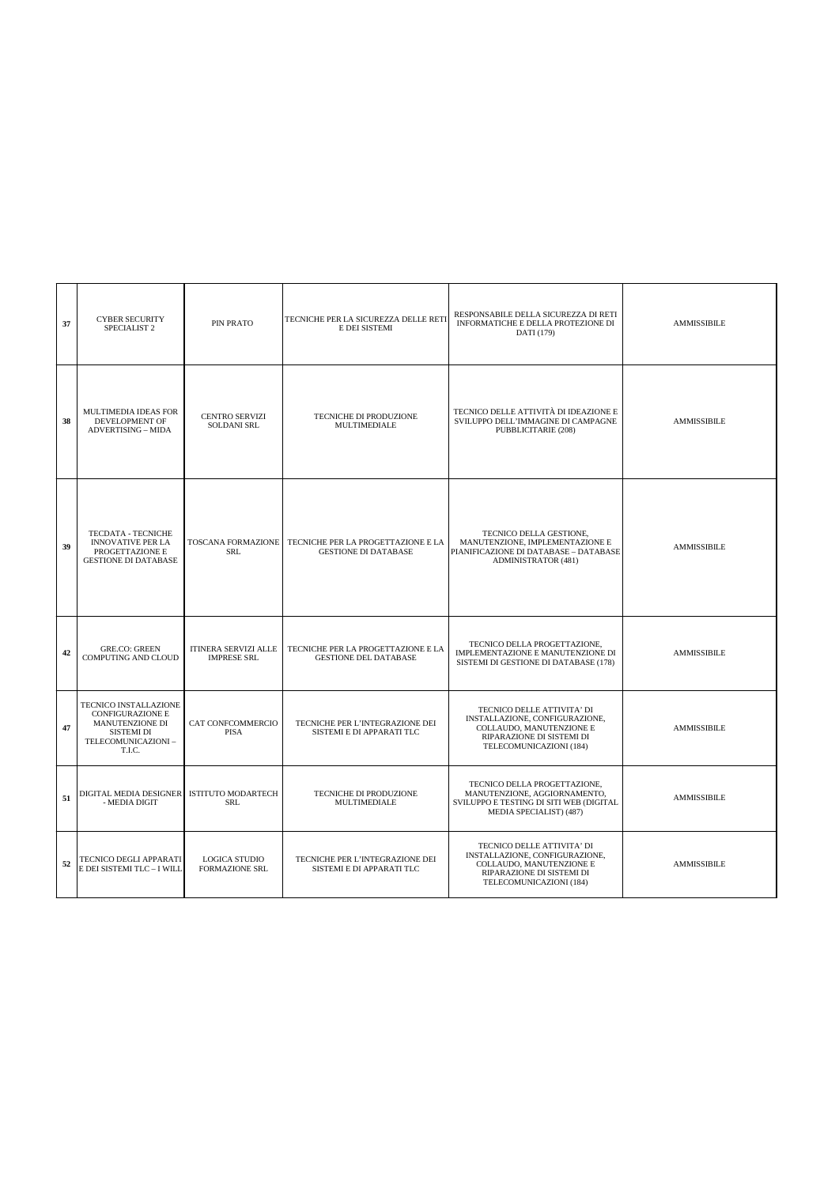| | | | | | |
|---|---|---|---|---|---|
| 37 | CYBER SECURITY SPECIALIST 2 | PIN PRATO | TECNICHE PER LA SICUREZZA DELLE RETI E DEI SISTEMI | RESPONSABILE DELLA SICUREZZA DI RETI INFORMATICHE E DELLA PROTEZIONE DI DATI (179) | AMMISSIBILE |
| 38 | MULTIMEDIA IDEAS FOR DEVELOPMENT OF ADVERTISING – MIDA | CENTRO SERVIZI SOLDANI SRL | TECNICHE DI PRODUZIONE MULTIMEDIALE | TECNICO DELLE ATTIVITÀ DI IDEAZIONE E SVILUPPO DELL'IMMAGINE DI CAMPAGNE PUBBLICITARIE (208) | AMMISSIBILE |
| 39 | TECDATA - TECNICHE INNOVATIVE PER LA PROGETTAZIONE E GESTIONE DI DATABASE | TOSCANA FORMAZIONE SRL | TECNICHE PER LA PROGETTAZIONE E LA GESTIONE DI DATABASE | TECNICO DELLA GESTIONE, MANUTENZIONE, IMPLEMENTAZIONE E PIANIFICAZIONE DI DATABASE – DATABASE ADMINISTRATOR (481) | AMMISSIBILE |
| 42 | GRE.CO: GREEN COMPUTING AND CLOUD | ITINERA SERVIZI ALLE IMPRESE SRL | TECNICHE PER LA PROGETTAZIONE E LA GESTIONE DEL DATABASE | TECNICO DELLA PROGETTAZIONE, IMPLEMENTAZIONE E MANUTENZIONE DI SISTEMI DI GESTIONE DI DATABASE (178) | AMMISSIBILE |
| 47 | TECNICO INSTALLAZIONE CONFIGURAZIONE E MANUTENZIONE DI SISTEMI DI TELECOMUNICAZIONI – T.I.C. | CAT CONFCOMMERCIO PISA | TECNICHE PER L'INTEGRAZIONE DEI SISTEMI E DI APPARATI TLC | TECNICO DELLE ATTIVITA' DI INSTALLAZIONE, CONFIGURAZIONE, COLLAUDO, MANUTENZIONE E RIPARAZIONE DI SISTEMI DI TELECOMUNICAZIONI (184) | AMMISSIBILE |
| 51 | DIGITAL MEDIA DESIGNER - MEDIA DIGIT | ISTITUTO MODARTECH SRL | TECNICHE DI PRODUZIONE MULTIMEDIALE | TECNICO DELLA PROGETTAZIONE, MANUTENZIONE, AGGIORNAMENTO, SVILUPPO E TESTING DI SITI WEB (DIGITAL MEDIA SPECIALIST) (487) | AMMISSIBILE |
| 52 | TECNICO DEGLI APPARATI E DEI SISTEMI TLC – I WILL | LOGICA STUDIO FORMAZIONE SRL | TECNICHE PER L'INTEGRAZIONE DEI SISTEMI E DI APPARATI TLC | TECNICO DELLE ATTIVITA' DI INSTALLAZIONE, CONFIGURAZIONE, COLLAUDO, MANUTENZIONE E RIPARAZIONE DI SISTEMI DI TELECOMUNICAZIONI (184) | AMMISSIBILE |